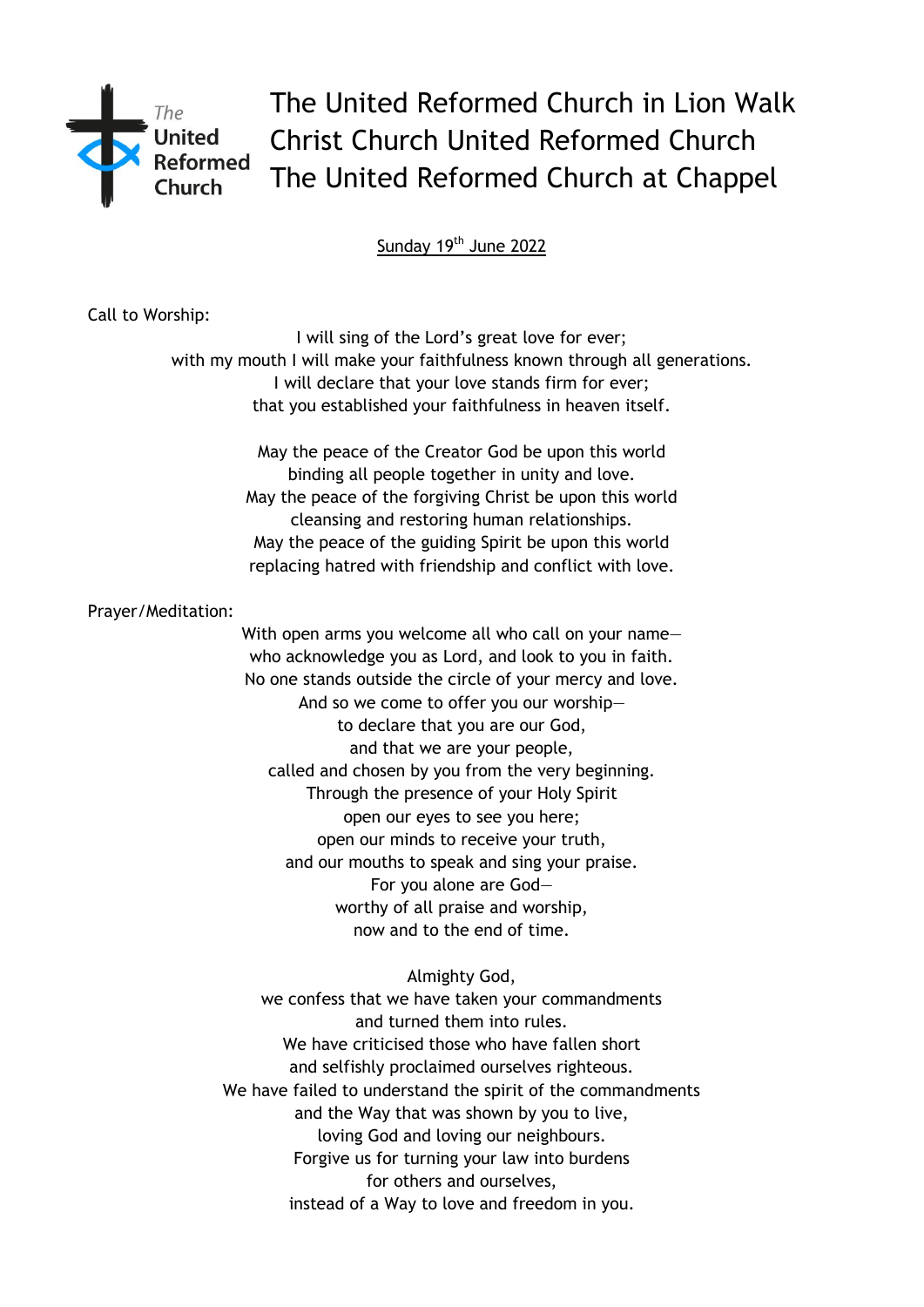# The United Reformed Church in Lion Walk
# Christ Church United Reformed Church
# The United Reformed Church at Chappel

Sunday 19th June 2022

Call to Worship:

I will sing of the Lord's great love for ever;
with my mouth I will make your faithfulness known through all generations.
I will declare that your love stands firm for ever;
that you established your faithfulness in heaven itself.

May the peace of the Creator God be upon this world
binding all people together in unity and love.
May the peace of the forgiving Christ be upon this world
cleansing and restoring human relationships.
May the peace of the guiding Spirit be upon this world
replacing hatred with friendship and conflict with love.

Prayer/Meditation:

With open arms you welcome all who call on your name—
who acknowledge you as Lord, and look to you in faith.
No one stands outside the circle of your mercy and love.
And so we come to offer you our worship—
to declare that you are our God,
and that we are your people,
called and chosen by you from the very beginning.
Through the presence of your Holy Spirit
open our eyes to see you here;
open our minds to receive your truth,
and our mouths to speak and sing your praise.
For you alone are God—
worthy of all praise and worship,
now and to the end of time.

Almighty God,
we confess that we have taken your commandments
and turned them into rules.
We have criticised those who have fallen short
and selfishly proclaimed ourselves righteous.
We have failed to understand the spirit of the commandments
and the Way that was shown by you to live,
loving God and loving our neighbours.
Forgive us for turning your law into burdens
for others and ourselves,
instead of a Way to love and freedom in you.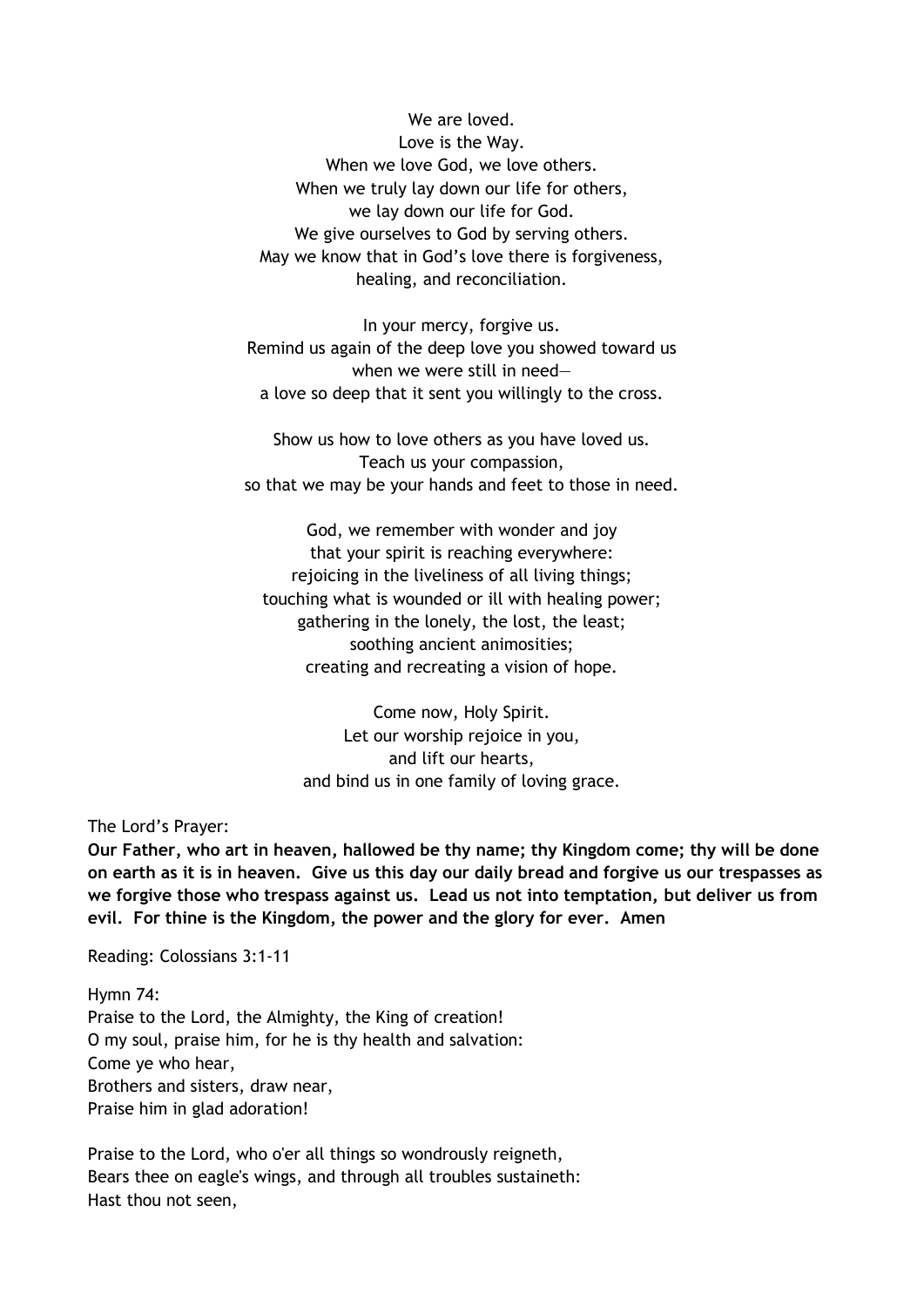We are loved.  
Love is the Way.  
When we love God, we love others.  
When we truly lay down our life for others,  
we lay down our life for God.  
We give ourselves to God by serving others.  
May we know that in God's love there is forgiveness,  
healing, and reconciliation.

In your mercy, forgive us.  
Remind us again of the deep love you showed toward us  
when we were still in need—  
a love so deep that it sent you willingly to the cross.

Show us how to love others as you have loved us.  
Teach us your compassion,  
so that we may be your hands and feet to those in need.

God, we remember with wonder and joy  
that your spirit is reaching everywhere:  
rejoicing in the liveliness of all living things;  
touching what is wounded or ill with healing power;  
gathering in the lonely, the lost, the least;  
soothing ancient animosities;  
creating and recreating a vision of hope.

Come now, Holy Spirit.  
Let our worship rejoice in you,  
and lift our hearts,  
and bind us in one family of loving grace.

The Lord's Prayer:  
**Our Father, who art in heaven, hallowed be thy name; thy Kingdom come; thy will be done on earth as it is in heaven. Give us this day our daily bread and forgive us our trespasses as we forgive those who trespass against us. Lead us not into temptation, but deliver us from evil. For thine is the Kingdom, the power and the glory for ever. Amen**

Reading: Colossians 3:1-11

Hymn 74:  
Praise to the Lord, the Almighty, the King of creation!  
O my soul, praise him, for he is thy health and salvation:  
Come ye who hear,  
Brothers and sisters, draw near,  
Praise him in glad adoration!

Praise to the Lord, who o'er all things so wondrously reigneth,  
Bears thee on eagle's wings, and through all troubles sustaineth:  
Hast thou not seen,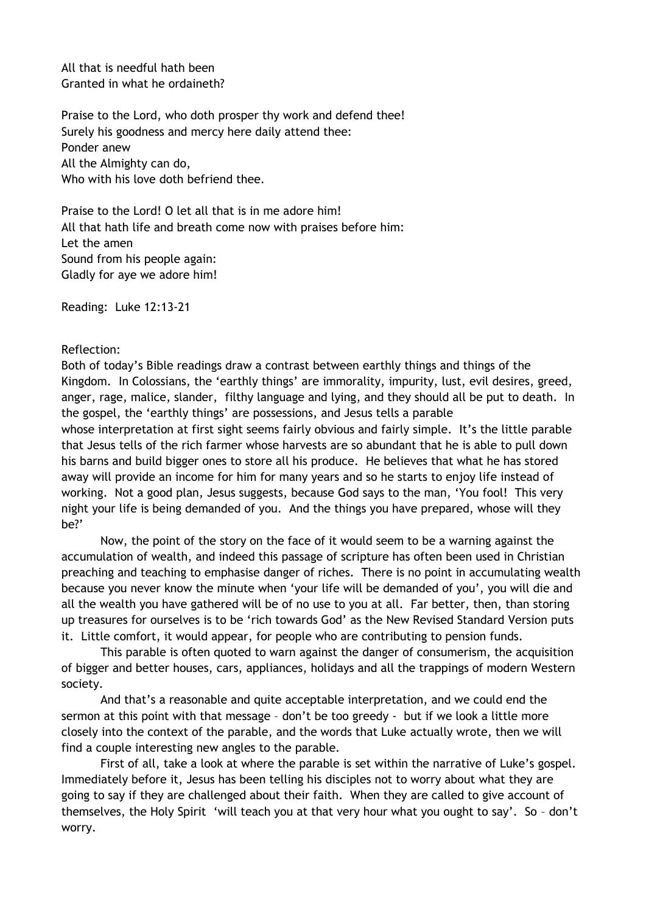All that is needful hath been
Granted in what he ordaineth?

Praise to the Lord, who doth prosper thy work and defend thee!
Surely his goodness and mercy here daily attend thee:
Ponder anew
All the Almighty can do,
Who with his love doth befriend thee.

Praise to the Lord! O let all that is in me adore him!
All that hath life and breath come now with praises before him:
Let the amen
Sound from his people again:
Gladly for aye we adore him!

Reading: Luke 12:13-21

Reflection:

Both of today's Bible readings draw a contrast between earthly things and things of the Kingdom. In Colossians, the 'earthly things' are immorality, impurity, lust, evil desires, greed, anger, rage, malice, slander, filthy language and lying, and they should all be put to death. In the gospel, the 'earthly things' are possessions, and Jesus tells a parable whose interpretation at first sight seems fairly obvious and fairly simple. It's the little parable that Jesus tells of the rich farmer whose harvests are so abundant that he is able to pull down his barns and build bigger ones to store all his produce. He believes that what he has stored away will provide an income for him for many years and so he starts to enjoy life instead of working. Not a good plan, Jesus suggests, because God says to the man, 'You fool! This very night your life is being demanded of you. And the things you have prepared, whose will they be?'

Now, the point of the story on the face of it would seem to be a warning against the accumulation of wealth, and indeed this passage of scripture has often been used in Christian preaching and teaching to emphasise danger of riches. There is no point in accumulating wealth because you never know the minute when 'your life will be demanded of you', you will die and all the wealth you have gathered will be of no use to you at all. Far better, then, than storing up treasures for ourselves is to be 'rich towards God' as the New Revised Standard Version puts it. Little comfort, it would appear, for people who are contributing to pension funds.

This parable is often quoted to warn against the danger of consumerism, the acquisition of bigger and better houses, cars, appliances, holidays and all the trappings of modern Western society.

And that's a reasonable and quite acceptable interpretation, and we could end the sermon at this point with that message – don't be too greedy - but if we look a little more closely into the context of the parable, and the words that Luke actually wrote, then we will find a couple interesting new angles to the parable.

First of all, take a look at where the parable is set within the narrative of Luke's gospel. Immediately before it, Jesus has been telling his disciples not to worry about what they are going to say if they are challenged about their faith. When they are called to give account of themselves, the Holy Spirit 'will teach you at that very hour what you ought to say'. So – don't worry.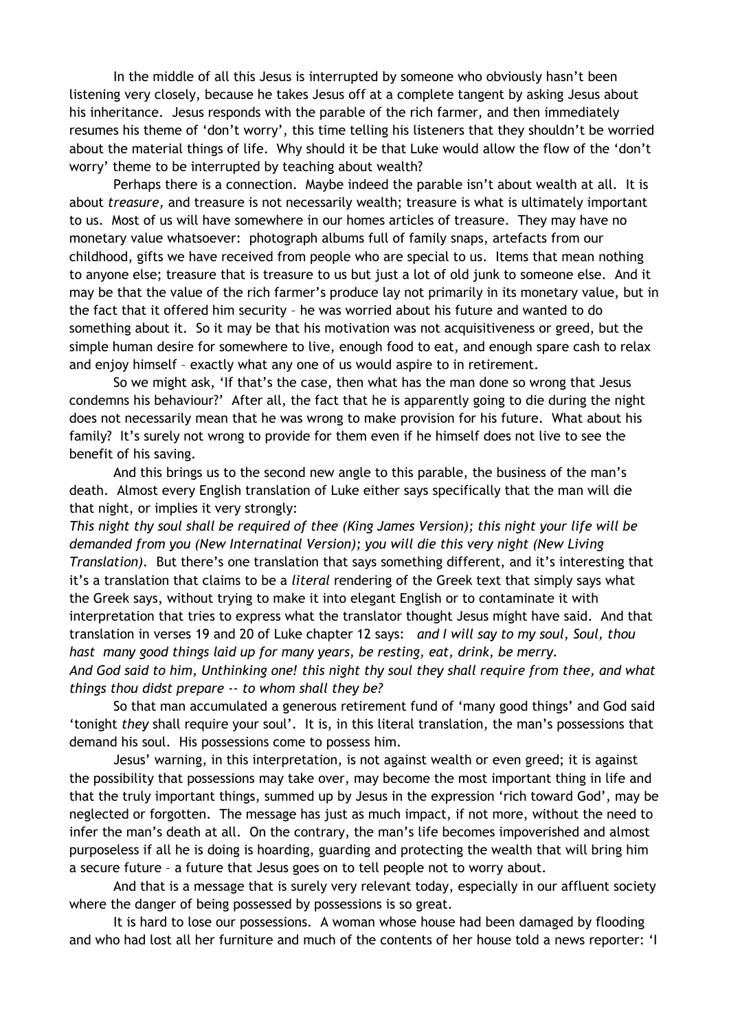In the middle of all this Jesus is interrupted by someone who obviously hasn't been listening very closely, because he takes Jesus off at a complete tangent by asking Jesus about his inheritance. Jesus responds with the parable of the rich farmer, and then immediately resumes his theme of 'don't worry', this time telling his listeners that they shouldn't be worried about the material things of life. Why should it be that Luke would allow the flow of the 'don't worry' theme to be interrupted by teaching about wealth?

Perhaps there is a connection. Maybe indeed the parable isn't about wealth at all. It is about *treasure,* and treasure is not necessarily wealth; treasure is what is ultimately important to us. Most of us will have somewhere in our homes articles of treasure. They may have no monetary value whatsoever: photograph albums full of family snaps, artefacts from our childhood, gifts we have received from people who are special to us. Items that mean nothing to anyone else; treasure that is treasure to us but just a lot of old junk to someone else. And it may be that the value of the rich farmer's produce lay not primarily in its monetary value, but in the fact that it offered him security – he was worried about his future and wanted to do something about it. So it may be that his motivation was not acquisitiveness or greed, but the simple human desire for somewhere to live, enough food to eat, and enough spare cash to relax and enjoy himself – exactly what any one of us would aspire to in retirement.

So we might ask, 'If that's the case, then what has the man done so wrong that Jesus condemns his behaviour?' After all, the fact that he is apparently going to die during the night does not necessarily mean that he was wrong to make provision for his future. What about his family? It's surely not wrong to provide for them even if he himself does not live to see the benefit of his saving.

And this brings us to the second new angle to this parable, the business of the man's death. Almost every English translation of Luke either says specifically that the man will die that night, or implies it very strongly:

*This night thy soul shall be required of thee (King James Version); this night your life will be demanded from you (New Internatinal Version); you will die this very night (New Living Translation).* But there's one translation that says something different, and it's interesting that it's a translation that claims to be a *literal* rendering of the Greek text that simply says what the Greek says, without trying to make it into elegant English or to contaminate it with interpretation that tries to express what the translator thought Jesus might have said. And that translation in verses 19 and 20 of Luke chapter 12 says: *and I will say to my soul, Soul, thou hast many good things laid up for many years, be resting, eat, drink, be merry.*

*And God said to him, Unthinking one! this night thy soul they shall require from thee, and what things thou didst prepare -- to whom shall they be?*

So that man accumulated a generous retirement fund of 'many good things' and God said 'tonight *they* shall require your soul'. It is, in this literal translation, the man's possessions that demand his soul. His possessions come to possess him.

Jesus' warning, in this interpretation, is not against wealth or even greed; it is against the possibility that possessions may take over, may become the most important thing in life and that the truly important things, summed up by Jesus in the expression 'rich toward God', may be neglected or forgotten. The message has just as much impact, if not more, without the need to infer the man's death at all. On the contrary, the man's life becomes impoverished and almost purposeless if all he is doing is hoarding, guarding and protecting the wealth that will bring him a secure future – a future that Jesus goes on to tell people not to worry about.

And that is a message that is surely very relevant today, especially in our affluent society where the danger of being possessed by possessions is so great.

It is hard to lose our possessions. A woman whose house had been damaged by flooding and who had lost all her furniture and much of the contents of her house told a news reporter: 'I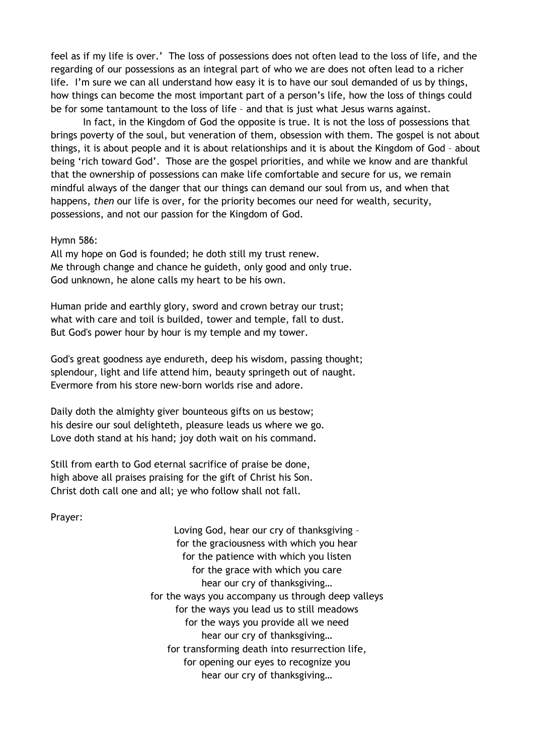feel as if my life is over.' The loss of possessions does not often lead to the loss of life, and the regarding of our possessions as an integral part of who we are does not often lead to a richer life. I'm sure we can all understand how easy it is to have our soul demanded of us by things, how things can become the most important part of a person's life, how the loss of things could be for some tantamount to the loss of life – and that is just what Jesus warns against.

In fact, in the Kingdom of God the opposite is true. It is not the loss of possessions that brings poverty of the soul, but veneration of them, obsession with them. The gospel is not about things, it is about people and it is about relationships and it is about the Kingdom of God – about being 'rich toward God'. Those are the gospel priorities, and while we know and are thankful that the ownership of possessions can make life comfortable and secure for us, we remain mindful always of the danger that our things can demand our soul from us, and when that happens, *then* our life is over, for the priority becomes our need for wealth, security, possessions, and not our passion for the Kingdom of God.

Hymn 586:

All my hope on God is founded; he doth still my trust renew.
Me through change and chance he guideth, only good and only true.
God unknown, he alone calls my heart to be his own.

Human pride and earthly glory, sword and crown betray our trust;
what with care and toil is builded, tower and temple, fall to dust.
But God's power hour by hour is my temple and my tower.

God's great goodness aye endureth, deep his wisdom, passing thought;
splendour, light and life attend him, beauty springeth out of naught.
Evermore from his store new-born worlds rise and adore.

Daily doth the almighty giver bounteous gifts on us bestow;
his desire our soul delighteth, pleasure leads us where we go.
Love doth stand at his hand; joy doth wait on his command.

Still from earth to God eternal sacrifice of praise be done,
high above all praises praising for the gift of Christ his Son.
Christ doth call one and all; ye who follow shall not fall.

Prayer:

Loving God, hear our cry of thanksgiving –
for the graciousness with which you hear
for the patience with which you listen
for the grace with which you care
hear our cry of thanksgiving…
for the ways you accompany us through deep valleys
for the ways you lead us to still meadows
for the ways you provide all we need
hear our cry of thanksgiving…
for transforming death into resurrection life,
for opening our eyes to recognize you
hear our cry of thanksgiving…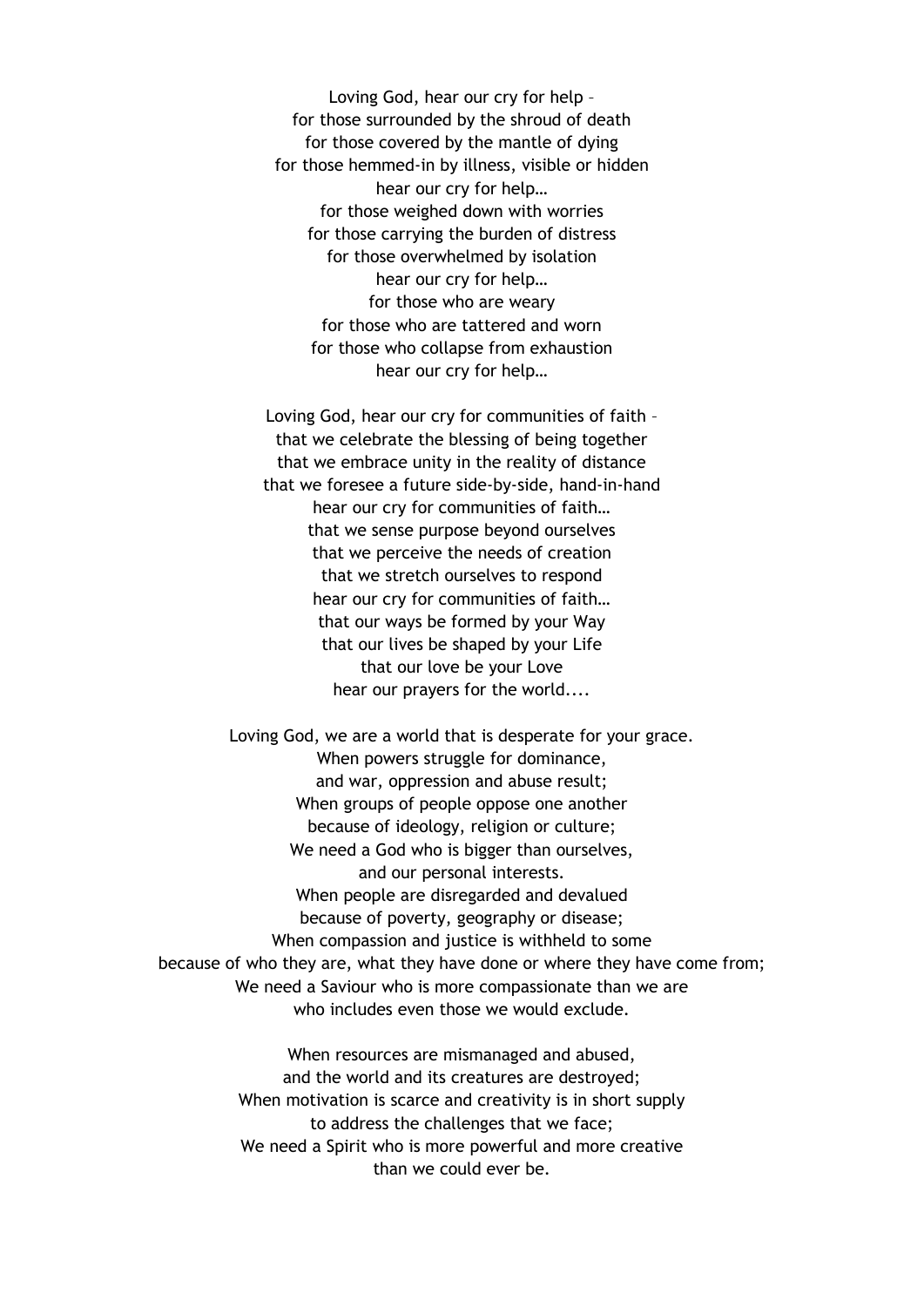Loving God, hear our cry for help –
for those surrounded by the shroud of death
for those covered by the mantle of dying
for those hemmed-in by illness, visible or hidden
hear our cry for help…
for those weighed down with worries
for those carrying the burden of distress
for those overwhelmed by isolation
hear our cry for help…
for those who are weary
for those who are tattered and worn
for those who collapse from exhaustion
hear our cry for help…

Loving God, hear our cry for communities of faith –
that we celebrate the blessing of being together
that we embrace unity in the reality of distance
that we foresee a future side-by-side, hand-in-hand
hear our cry for communities of faith…
that we sense purpose beyond ourselves
that we perceive the needs of creation
that we stretch ourselves to respond
hear our cry for communities of faith…
that our ways be formed by your Way
that our lives be shaped by your Life
that our love be your Love
hear our prayers for the world....

Loving God, we are a world that is desperate for your grace.
When powers struggle for dominance,
and war, oppression and abuse result;
When groups of people oppose one another
because of ideology, religion or culture;
We need a God who is bigger than ourselves,
and our personal interests.
When people are disregarded and devalued
because of poverty, geography or disease;
When compassion and justice is withheld to some
because of who they are, what they have done or where they have come from;
We need a Saviour who is more compassionate than we are
who includes even those we would exclude.

When resources are mismanaged and abused,
and the world and its creatures are destroyed;
When motivation is scarce and creativity is in short supply
to address the challenges that we face;
We need a Spirit who is more powerful and more creative
than we could ever be.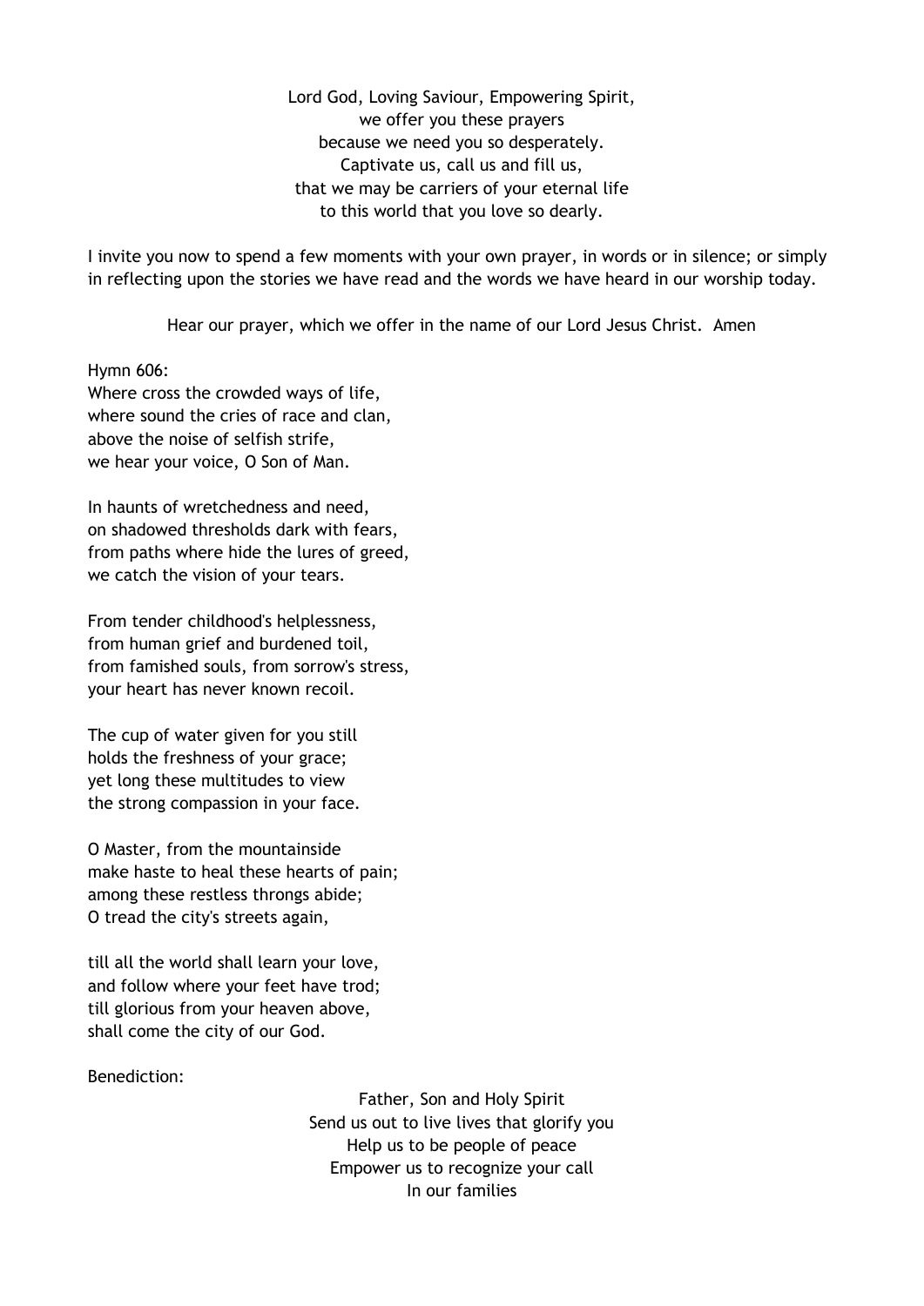Lord God, Loving Saviour, Empowering Spirit,  
we offer you these prayers  
because we need you so desperately.  
Captivate us, call us and fill us,  
that we may be carriers of your eternal life  
to this world that you love so dearly.

I invite you now to spend a few moments with your own prayer, in words or in silence; or simply in reflecting upon the stories we have read and the words we have heard in our worship today.

Hear our prayer, which we offer in the name of our Lord Jesus Christ. Amen

Hymn 606:  
Where cross the crowded ways of life,  
where sound the cries of race and clan,  
above the noise of selfish strife,  
we hear your voice, O Son of Man.

In haunts of wretchedness and need,  
on shadowed thresholds dark with fears,  
from paths where hide the lures of greed,  
we catch the vision of your tears.

From tender childhood's helplessness,  
from human grief and burdened toil,  
from famished souls, from sorrow's stress,  
your heart has never known recoil.

The cup of water given for you still  
holds the freshness of your grace;  
yet long these multitudes to view  
the strong compassion in your face.

O Master, from the mountainside  
make haste to heal these hearts of pain;  
among these restless throngs abide;  
O tread the city's streets again,

till all the world shall learn your love,  
and follow where your feet have trod;  
till glorious from your heaven above,  
shall come the city of our God.

Benediction:

Father, Son and Holy Spirit  
Send us out to live lives that glorify you  
Help us to be people of peace  
Empower us to recognize your call  
In our families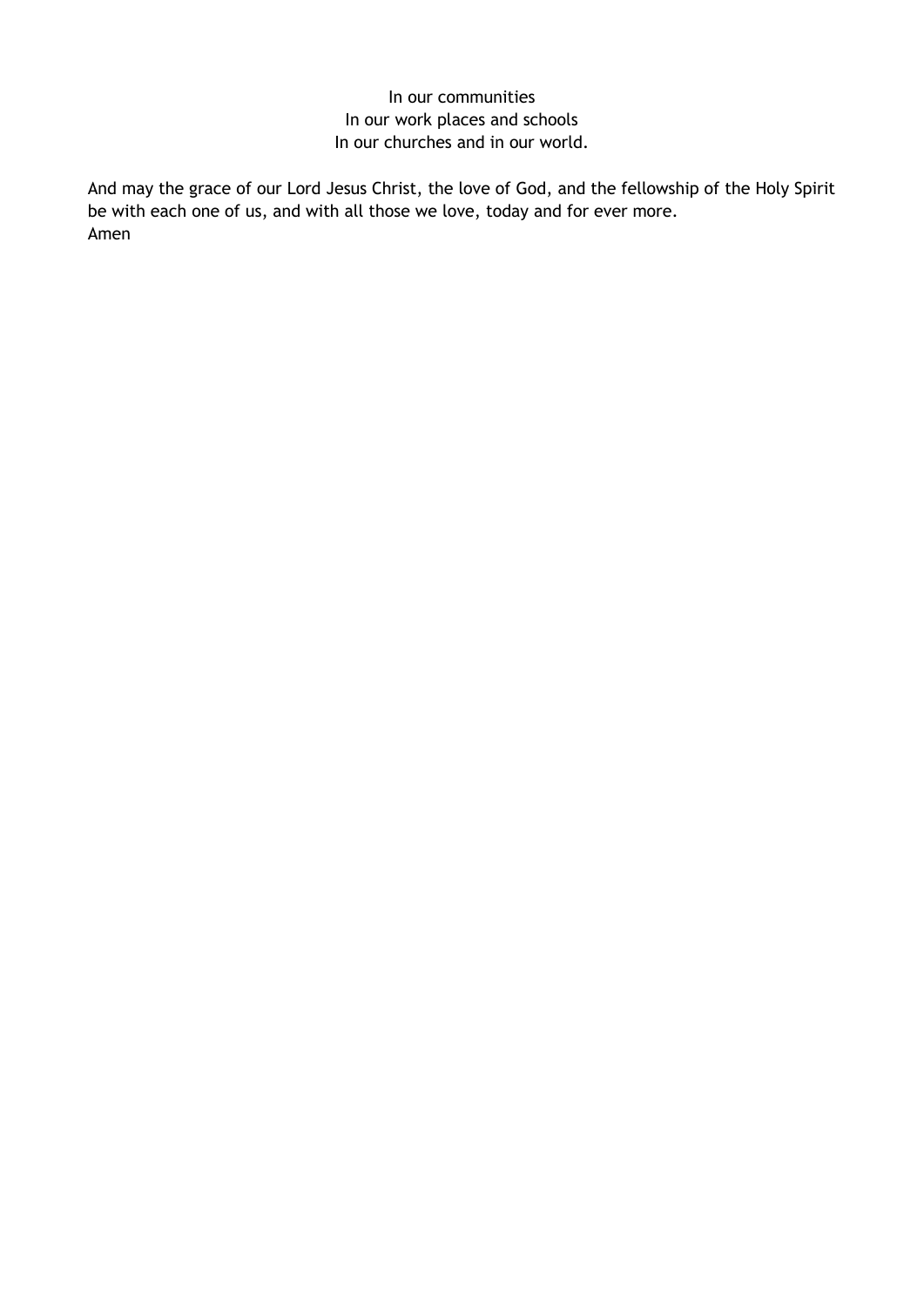In our communities  
In our work places and schools  
In our churches and in our world.

And may the grace of our Lord Jesus Christ, the love of God, and the fellowship of the Holy Spirit be with each one of us, and with all those we love, today and for ever more.  
Amen